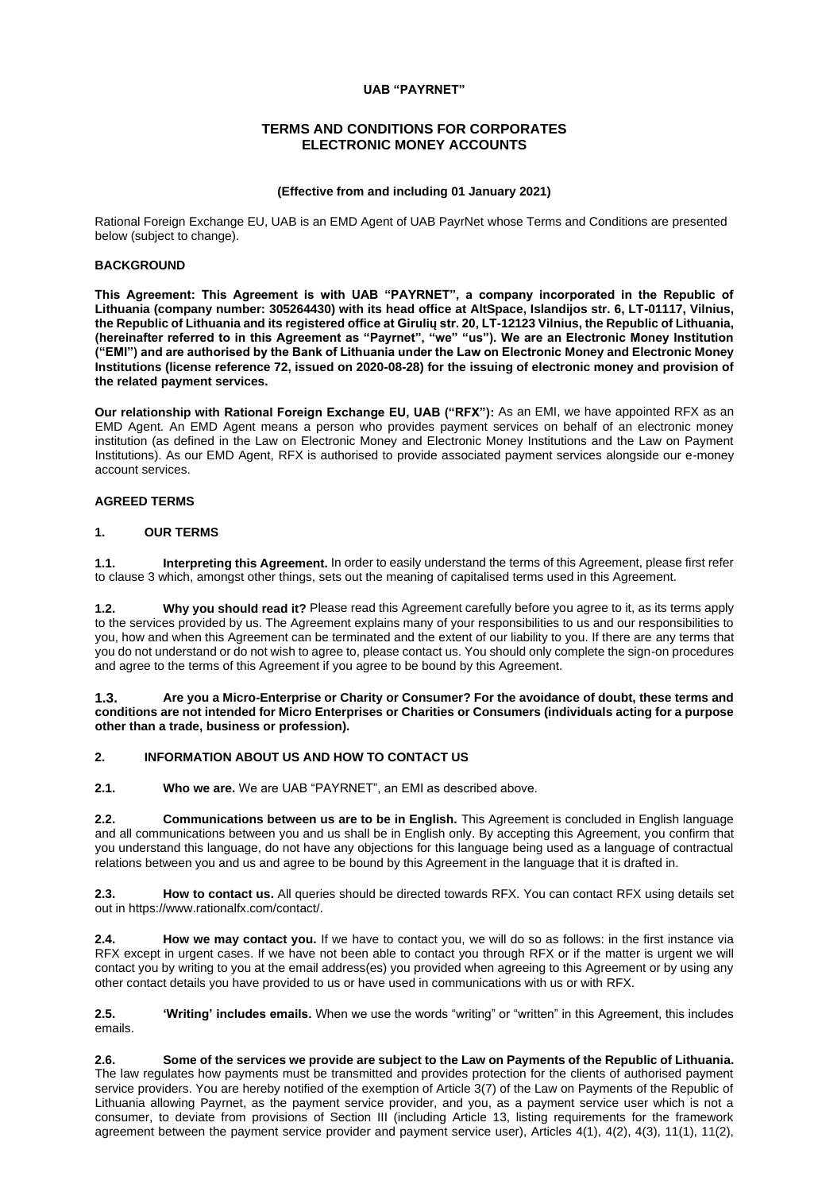**UAB "PAYRNET"**

# TERMS AND CONDITIONS FOR CORPORATES ELECTRONIC MONEY ACCOUNTS

**(Effective from and including 01 January 2021)**

Rational Foreign Exchange EU, UAB is an EMD Agent of UAB PayrNet whose Terms and Conditions are presented below (subject to change).

## BACKGROUND

**This Agreement: This Agreement is with UAB "PAYRNET", a company incorporated in the Republic of Lithuania (company number: 305264430) with its head office at AltSpace, Islandijos str. 6, LT-01117, Vilnius, the Republic of Lithuania and its registered office at Girulių str. 20, LT-12123 Vilnius, the Republic of Lithuania, (hereinafter referred to in this Agreement as "Payrnet", "we" "us"). We are an Electronic Money Institution ("EMI") and are authorised by the Bank of Lithuania under the Law on Electronic Money and Electronic Money Institutions (license reference 72, issued on 2020-08-28) for the issuing of electronic money and provision of the related payment services.**

**Our relationship with Rational Foreign Exchange EU, UAB ("RFX"):** As an EMI, we have appointed RFX as an EMD Agent. An EMD Agent means a person who provides payment services on behalf of an electronic money institution (as defined in the Law on Electronic Money and Electronic Money Institutions and the Law on Payment Institutions). As our EMD Agent, RFX is authorised to provide associated payment services alongside our e-money account services.

## AGREED TERMS

### 1. OUR TERMS

**1.1. Interpreting this Agreement.** In order to easily understand the terms of this Agreement, please first refer to clause 3 which, amongst other things, sets out the meaning of capitalised terms used in this Agreement.

**1.2. Why you should read it?** Please read this Agreement carefully before you agree to it, as its terms apply to the services provided by us. The Agreement explains many of your responsibilities to us and our responsibilities to you, how and when this Agreement can be terminated and the extent of our liability to you. If there are any terms that you do not understand or do not wish to agree to, please contact us. You should only complete the sign-on procedures and agree to the terms of this Agreement if you agree to be bound by this Agreement.

**1.3. Are you a Micro-Enterprise or Charity or Consumer? For the avoidance of doubt, these terms and conditions are not intended for Micro Enterprises or Charities or Consumers (individuals acting for a purpose other than a trade, business or profession).**

### 2. INFORMATION ABOUT US AND HOW TO CONTACT US

**2.1. Who we are.** We are UAB "PAYRNET", an EMI as described above.

**2.2. Communications between us are to be in English.** This Agreement is concluded in English language and all communications between you and us shall be in English only. By accepting this Agreement, you confirm that you understand this language, do not have any objections for this language being used as a language of contractual relations between you and us and agree to be bound by this Agreement in the language that it is drafted in.

**2.3. How to contact us.** All queries should be directed towards RFX. You can contact RFX using details set out in https://www.rationalfx.com/contact/.

**2.4. How we may contact you.** If we have to contact you, we will do so as follows: in the first instance via RFX except in urgent cases. If we have not been able to contact you through RFX or if the matter is urgent we will contact you by writing to you at the email address(es) you provided when agreeing to this Agreement or by using any other contact details you have provided to us or have used in communications with us or with RFX.

**2.5. 'Writing' includes emails.** When we use the words "writing" or "written" in this Agreement, this includes emails.

**2.6. Some of the services we provide are subject to the Law on Payments of the Republic of Lithuania.** The law regulates how payments must be transmitted and provides protection for the clients of authorised payment service providers. You are hereby notified of the exemption of Article 3(7) of the Law on Payments of the Republic of Lithuania allowing Payrnet, as the payment service provider, and you, as a payment service user which is not a consumer, to deviate from provisions of Section III (including Article 13, listing requirements for the framework agreement between the payment service provider and payment service user), Articles 4(1), 4(2), 4(3), 11(1), 11(2),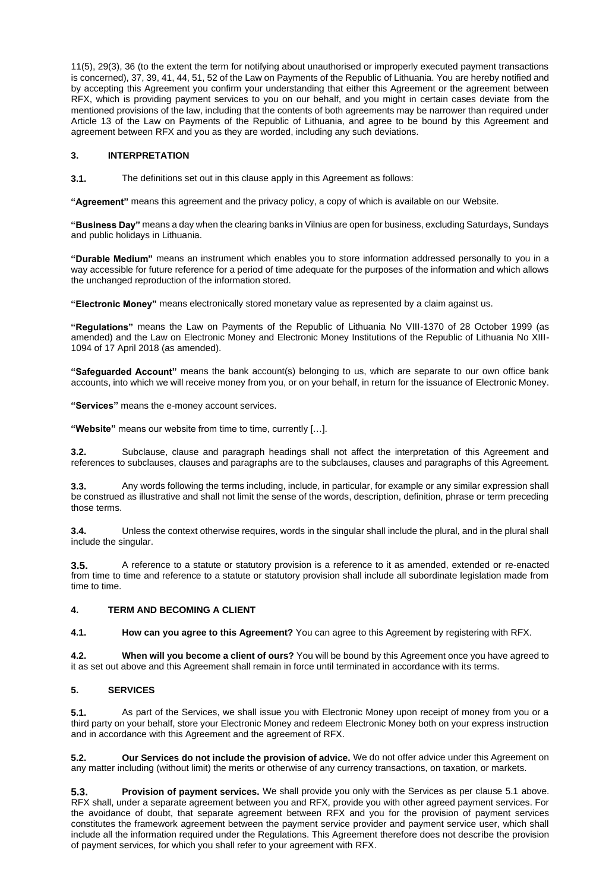11(5), 29(3), 36 (to the extent the term for notifying about unauthorised or improperly executed payment transactions is concerned), 37, 39, 41, 44, 51, 52 of the Law on Payments of the Republic of Lithuania. You are hereby notified and by accepting this Agreement you confirm your understanding that either this Agreement or the agreement between RFX, which is providing payment services to you on our behalf, and you might in certain cases deviate from the mentioned provisions of the law, including that the contents of both agreements may be narrower than required under Article 13 of the Law on Payments of the Republic of Lithuania, and agree to be bound by this Agreement and agreement between RFX and you as they are worded, including any such deviations.

## 3. INTERPRETATION

**3.1.** The definitions set out in this clause apply in this Agreement as follows:

**"Agreement"** means this agreement and the privacy policy, a copy of which is available on our Website.

**"Business Day"** means a day when the clearing banks in Vilnius are open for business, excluding Saturdays, Sundays and public holidays in Lithuania.

**"Durable Medium"** means an instrument which enables you to store information addressed personally to you in a way accessible for future reference for a period of time adequate for the purposes of the information and which allows the unchanged reproduction of the information stored.

**"Electronic Money"** means electronically stored monetary value as represented by a claim against us.

**"Regulations"** means the Law on Payments of the Republic of Lithuania No VIII-1370 of 28 October 1999 (as amended) and the Law on Electronic Money and Electronic Money Institutions of the Republic of Lithuania No XIII-1094 of 17 April 2018 (as amended).

**"Safeguarded Account"** means the bank account(s) belonging to us, which are separate to our own office bank accounts, into which we will receive money from you, or on your behalf, in return for the issuance of Electronic Money.

**"Services"** means the e-money account services.

**"Website"** means our website from time to time, currently […].

**3.2.** Subclause, clause and paragraph headings shall not affect the interpretation of this Agreement and references to subclauses, clauses and paragraphs are to the subclauses, clauses and paragraphs of this Agreement.

**3.3.** Any words following the terms including, include, in particular, for example or any similar expression shall be construed as illustrative and shall not limit the sense of the words, description, definition, phrase or term preceding those terms.

**3.4.** Unless the context otherwise requires, words in the singular shall include the plural, and in the plural shall include the singular.

**3.5.** A reference to a statute or statutory provision is a reference to it as amended, extended or re-enacted from time to time and reference to a statute or statutory provision shall include all subordinate legislation made from time to time.

## 4. TERM AND BECOMING A CLIENT

**4.1. How can you agree to this Agreement?** You can agree to this Agreement by registering with RFX.

**4.2. When will you become a client of ours?** You will be bound by this Agreement once you have agreed to it as set out above and this Agreement shall remain in force until terminated in accordance with its terms.

## 5. SERVICES

**5.1.** As part of the Services, we shall issue you with Electronic Money upon receipt of money from you or a third party on your behalf, store your Electronic Money and redeem Electronic Money both on your express instruction and in accordance with this Agreement and the agreement of RFX.

**5.2. Our Services do not include the provision of advice.** We do not offer advice under this Agreement on any matter including (without limit) the merits or otherwise of any currency transactions, on taxation, or markets.

**5.3. Provision of payment services.** We shall provide you only with the Services as per clause 5.1 above. RFX shall, under a separate agreement between you and RFX, provide you with other agreed payment services. For the avoidance of doubt, that separate agreement between RFX and you for the provision of payment services constitutes the framework agreement between the payment service provider and payment service user, which shall include all the information required under the Regulations. This Agreement therefore does not describe the provision of payment services, for which you shall refer to your agreement with RFX.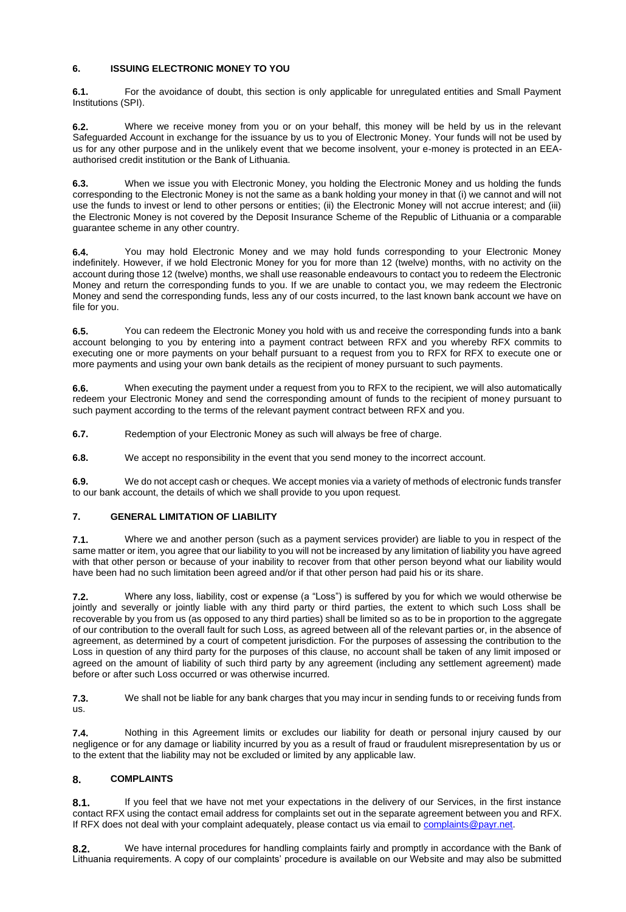## 6. ISSUING ELECTRONIC MONEY TO YOU

**6.1.** For the avoidance of doubt, this section is only applicable for unregulated entities and Small Payment Institutions (SPI).

**6.2.** Where we receive money from you or on your behalf, this money will be held by us in the relevant Safeguarded Account in exchange for the issuance by us to you of Electronic Money. Your funds will not be used by us for any other purpose and in the unlikely event that we become insolvent, your e-money is protected in an EEA-authorised credit institution or the Bank of Lithuania.

**6.3.** When we issue you with Electronic Money, you holding the Electronic Money and us holding the funds corresponding to the Electronic Money is not the same as a bank holding your money in that (i) we cannot and will not use the funds to invest or lend to other persons or entities; (ii) the Electronic Money will not accrue interest; and (iii) the Electronic Money is not covered by the Deposit Insurance Scheme of the Republic of Lithuania or a comparable guarantee scheme in any other country.

**6.4.** You may hold Electronic Money and we may hold funds corresponding to your Electronic Money indefinitely. However, if we hold Electronic Money for you for more than 12 (twelve) months, with no activity on the account during those 12 (twelve) months, we shall use reasonable endeavours to contact you to redeem the Electronic Money and return the corresponding funds to you. If we are unable to contact you, we may redeem the Electronic Money and send the corresponding funds, less any of our costs incurred, to the last known bank account we have on file for you.

**6.5.** You can redeem the Electronic Money you hold with us and receive the corresponding funds into a bank account belonging to you by entering into a payment contract between RFX and you whereby RFX commits to executing one or more payments on your behalf pursuant to a request from you to RFX for RFX to execute one or more payments and using your own bank details as the recipient of money pursuant to such payments.

**6.6.** When executing the payment under a request from you to RFX to the recipient, we will also automatically redeem your Electronic Money and send the corresponding amount of funds to the recipient of money pursuant to such payment according to the terms of the relevant payment contract between RFX and you.

**6.7.** Redemption of your Electronic Money as such will always be free of charge.

**6.8.** We accept no responsibility in the event that you send money to the incorrect account.

**6.9.** We do not accept cash or cheques. We accept monies via a variety of methods of electronic funds transfer to our bank account, the details of which we shall provide to you upon request.

## 7. GENERAL LIMITATION OF LIABILITY

**7.1.** Where we and another person (such as a payment services provider) are liable to you in respect of the same matter or item, you agree that our liability to you will not be increased by any limitation of liability you have agreed with that other person or because of your inability to recover from that other person beyond what our liability would have been had no such limitation been agreed and/or if that other person had paid his or its share.

**7.2.** Where any loss, liability, cost or expense (a "Loss") is suffered by you for which we would otherwise be jointly and severally or jointly liable with any third party or third parties, the extent to which such Loss shall be recoverable by you from us (as opposed to any third parties) shall be limited so as to be in proportion to the aggregate of our contribution to the overall fault for such Loss, as agreed between all of the relevant parties or, in the absence of agreement, as determined by a court of competent jurisdiction. For the purposes of assessing the contribution to the Loss in question of any third party for the purposes of this clause, no account shall be taken of any limit imposed or agreed on the amount of liability of such third party by any agreement (including any settlement agreement) made before or after such Loss occurred or was otherwise incurred.

**7.3.** We shall not be liable for any bank charges that you may incur in sending funds to or receiving funds from us.

**7.4.** Nothing in this Agreement limits or excludes our liability for death or personal injury caused by our negligence or for any damage or liability incurred by you as a result of fraud or fraudulent misrepresentation by us or to the extent that the liability may not be excluded or limited by any applicable law.

## 8. COMPLAINTS

**8.1.** If you feel that we have not met your expectations in the delivery of our Services, in the first instance contact RFX using the contact email address for complaints set out in the separate agreement between you and RFX. If RFX does not deal with your complaint adequately, please contact us via email to complaints@payr.net.

**8.2.** We have internal procedures for handling complaints fairly and promptly in accordance with the Bank of Lithuania requirements. A copy of our complaints' procedure is available on our Website and may also be submitted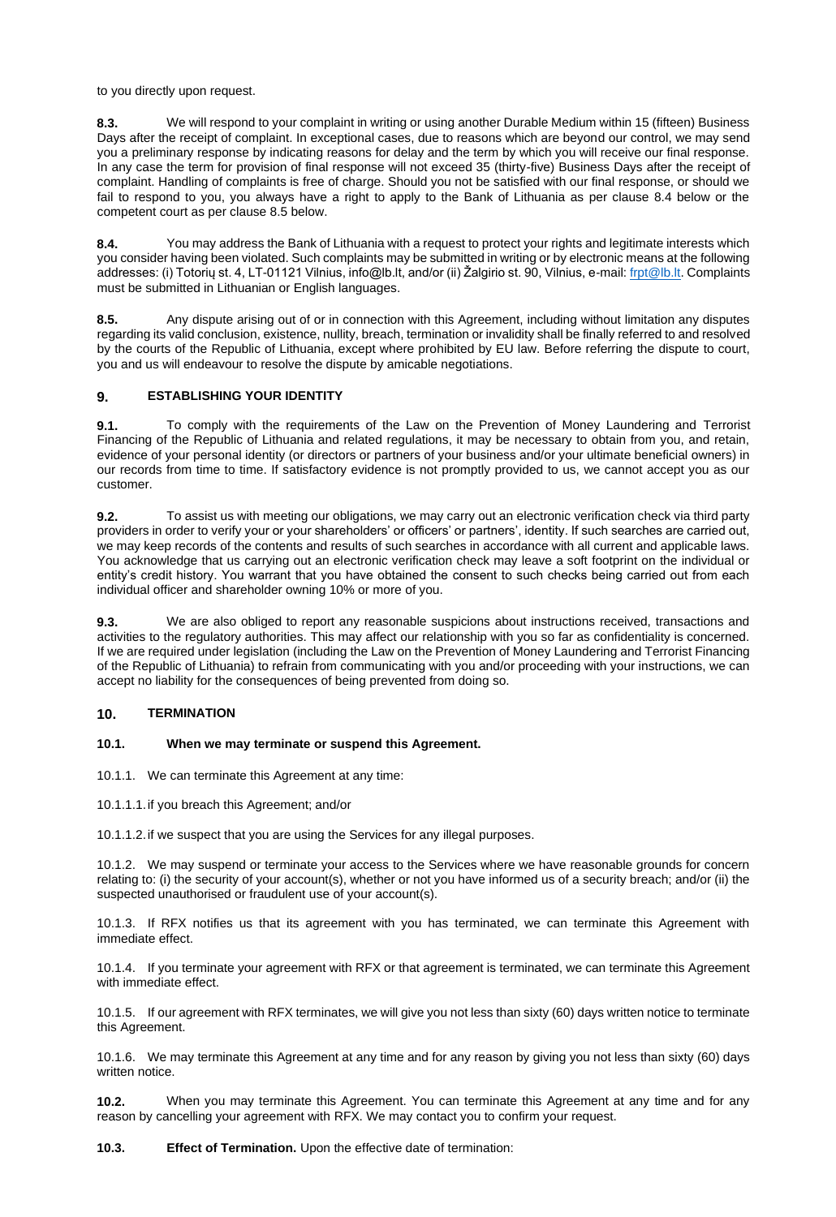to you directly upon request.

**8.3.** We will respond to your complaint in writing or using another Durable Medium within 15 (fifteen) Business Days after the receipt of complaint. In exceptional cases, due to reasons which are beyond our control, we may send you a preliminary response by indicating reasons for delay and the term by which you will receive our final response. In any case the term for provision of final response will not exceed 35 (thirty-five) Business Days after the receipt of complaint. Handling of complaints is free of charge. Should you not be satisfied with our final response, or should we fail to respond to you, you always have a right to apply to the Bank of Lithuania as per clause 8.4 below or the competent court as per clause 8.5 below.

**8.4.** You may address the Bank of Lithuania with a request to protect your rights and legitimate interests which you consider having been violated. Such complaints may be submitted in writing or by electronic means at the following addresses: (i) Totorių st. 4, LT-01121 Vilnius, info@lb.lt, and/or (ii) Žalgirio st. 90, Vilnius, e-mail: frpt@lb.lt. Complaints must be submitted in Lithuanian or English languages.

**8.5.** Any dispute arising out of or in connection with this Agreement, including without limitation any disputes regarding its valid conclusion, existence, nullity, breach, termination or invalidity shall be finally referred to and resolved by the courts of the Republic of Lithuania, except where prohibited by EU law. Before referring the dispute to court, you and us will endeavour to resolve the dispute by amicable negotiations.

## 9. ESTABLISHING YOUR IDENTITY

**9.1.** To comply with the requirements of the Law on the Prevention of Money Laundering and Terrorist Financing of the Republic of Lithuania and related regulations, it may be necessary to obtain from you, and retain, evidence of your personal identity (or directors or partners of your business and/or your ultimate beneficial owners) in our records from time to time. If satisfactory evidence is not promptly provided to us, we cannot accept you as our customer.

**9.2.** To assist us with meeting our obligations, we may carry out an electronic verification check via third party providers in order to verify your or your shareholders' or officers' or partners', identity. If such searches are carried out, we may keep records of the contents and results of such searches in accordance with all current and applicable laws. You acknowledge that us carrying out an electronic verification check may leave a soft footprint on the individual or entity's credit history. You warrant that you have obtained the consent to such checks being carried out from each individual officer and shareholder owning 10% or more of you.

**9.3.** We are also obliged to report any reasonable suspicions about instructions received, transactions and activities to the regulatory authorities. This may affect our relationship with you so far as confidentiality is concerned. If we are required under legislation (including the Law on the Prevention of Money Laundering and Terrorist Financing of the Republic of Lithuania) to refrain from communicating with you and/or proceeding with your instructions, we can accept no liability for the consequences of being prevented from doing so.

## 10. TERMINATION

### 10.1. When we may terminate or suspend this Agreement.

10.1.1. We can terminate this Agreement at any time:

10.1.1.1. if you breach this Agreement; and/or

10.1.1.2. if we suspect that you are using the Services for any illegal purposes.

10.1.2. We may suspend or terminate your access to the Services where we have reasonable grounds for concern relating to: (i) the security of your account(s), whether or not you have informed us of a security breach; and/or (ii) the suspected unauthorised or fraudulent use of your account(s).

10.1.3. If RFX notifies us that its agreement with you has terminated, we can terminate this Agreement with immediate effect.

10.1.4. If you terminate your agreement with RFX or that agreement is terminated, we can terminate this Agreement with immediate effect.

10.1.5. If our agreement with RFX terminates, we will give you not less than sixty (60) days written notice to terminate this Agreement.

10.1.6. We may terminate this Agreement at any time and for any reason by giving you not less than sixty (60) days written notice.

**10.2.** When you may terminate this Agreement. You can terminate this Agreement at any time and for any reason by cancelling your agreement with RFX. We may contact you to confirm your request.

**10.3.** **Effect of Termination.** Upon the effective date of termination: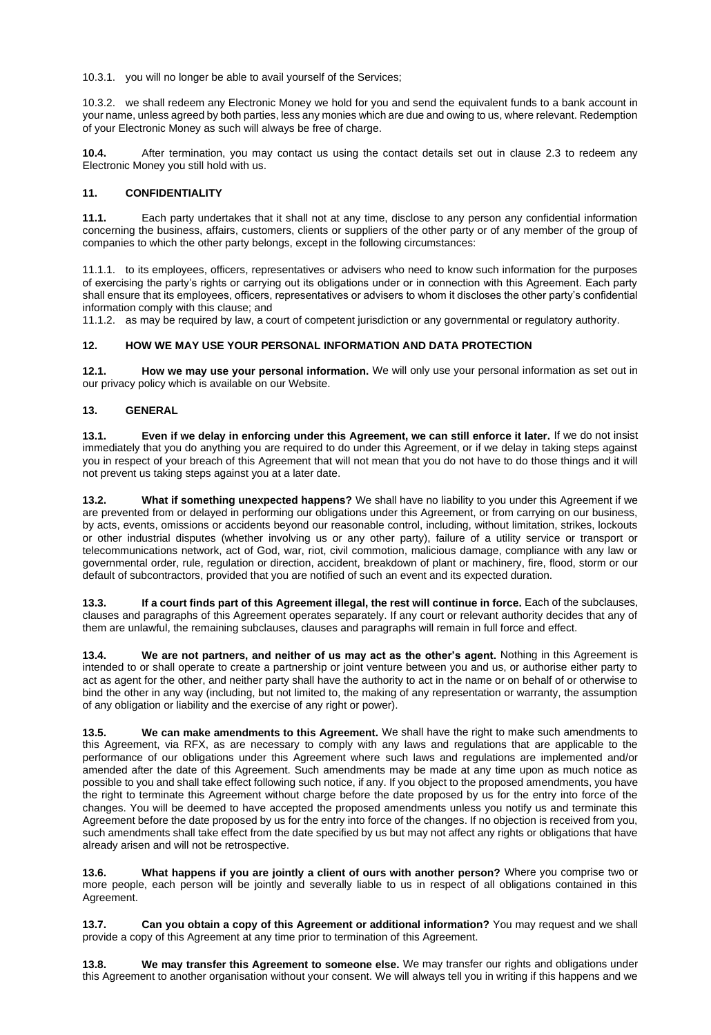10.3.1. you will no longer be able to avail yourself of the Services;

10.3.2. we shall redeem any Electronic Money we hold for you and send the equivalent funds to a bank account in your name, unless agreed by both parties, less any monies which are due and owing to us, where relevant. Redemption of your Electronic Money as such will always be free of charge.

**10.4.** After termination, you may contact us using the contact details set out in clause 2.3 to redeem any Electronic Money you still hold with us.

## 11. CONFIDENTIALITY

**11.1.** Each party undertakes that it shall not at any time, disclose to any person any confidential information concerning the business, affairs, customers, clients or suppliers of the other party or of any member of the group of companies to which the other party belongs, except in the following circumstances:

11.1.1. to its employees, officers, representatives or advisers who need to know such information for the purposes of exercising the party's rights or carrying out its obligations under or in connection with this Agreement. Each party shall ensure that its employees, officers, representatives or advisers to whom it discloses the other party's confidential information comply with this clause; and

11.1.2. as may be required by law, a court of competent jurisdiction or any governmental or regulatory authority.

## 12. HOW WE MAY USE YOUR PERSONAL INFORMATION AND DATA PROTECTION

**12.1. How we may use your personal information.** We will only use your personal information as set out in our privacy policy which is available on our Website.

## 13. GENERAL

**13.1. Even if we delay in enforcing under this Agreement, we can still enforce it later.** If we do not insist immediately that you do anything you are required to do under this Agreement, or if we delay in taking steps against you in respect of your breach of this Agreement that will not mean that you do not have to do those things and it will not prevent us taking steps against you at a later date.

**13.2. What if something unexpected happens?** We shall have no liability to you under this Agreement if we are prevented from or delayed in performing our obligations under this Agreement, or from carrying on our business, by acts, events, omissions or accidents beyond our reasonable control, including, without limitation, strikes, lockouts or other industrial disputes (whether involving us or any other party), failure of a utility service or transport or telecommunications network, act of God, war, riot, civil commotion, malicious damage, compliance with any law or governmental order, rule, regulation or direction, accident, breakdown of plant or machinery, fire, flood, storm or our default of subcontractors, provided that you are notified of such an event and its expected duration.

**13.3. If a court finds part of this Agreement illegal, the rest will continue in force.** Each of the subclauses, clauses and paragraphs of this Agreement operates separately. If any court or relevant authority decides that any of them are unlawful, the remaining subclauses, clauses and paragraphs will remain in full force and effect.

**13.4. We are not partners, and neither of us may act as the other's agent.** Nothing in this Agreement is intended to or shall operate to create a partnership or joint venture between you and us, or authorise either party to act as agent for the other, and neither party shall have the authority to act in the name or on behalf of or otherwise to bind the other in any way (including, but not limited to, the making of any representation or warranty, the assumption of any obligation or liability and the exercise of any right or power).

**13.5. We can make amendments to this Agreement.** We shall have the right to make such amendments to this Agreement, via RFX, as are necessary to comply with any laws and regulations that are applicable to the performance of our obligations under this Agreement where such laws and regulations are implemented and/or amended after the date of this Agreement. Such amendments may be made at any time upon as much notice as possible to you and shall take effect following such notice, if any. If you object to the proposed amendments, you have the right to terminate this Agreement without charge before the date proposed by us for the entry into force of the changes. You will be deemed to have accepted the proposed amendments unless you notify us and terminate this Agreement before the date proposed by us for the entry into force of the changes. If no objection is received from you, such amendments shall take effect from the date specified by us but may not affect any rights or obligations that have already arisen and will not be retrospective.

**13.6. What happens if you are jointly a client of ours with another person?** Where you comprise two or more people, each person will be jointly and severally liable to us in respect of all obligations contained in this Agreement.

**13.7. Can you obtain a copy of this Agreement or additional information?** You may request and we shall provide a copy of this Agreement at any time prior to termination of this Agreement.

**13.8. We may transfer this Agreement to someone else.** We may transfer our rights and obligations under this Agreement to another organisation without your consent. We will always tell you in writing if this happens and we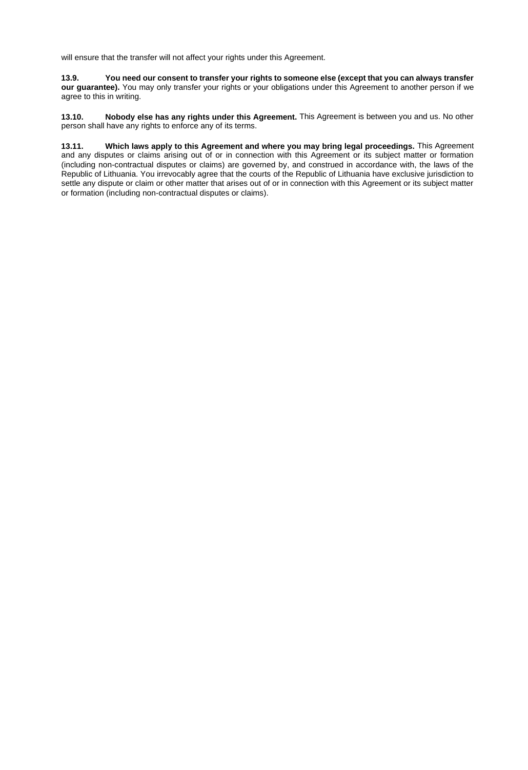will ensure that the transfer will not affect your rights under this Agreement.

**13.9. You need our consent to transfer your rights to someone else (except that you can always transfer our guarantee).** You may only transfer your rights or your obligations under this Agreement to another person if we agree to this in writing.

**13.10. Nobody else has any rights under this Agreement.** This Agreement is between you and us. No other person shall have any rights to enforce any of its terms.

**13.11. Which laws apply to this Agreement and where you may bring legal proceedings.** This Agreement and any disputes or claims arising out of or in connection with this Agreement or its subject matter or formation (including non-contractual disputes or claims) are governed by, and construed in accordance with, the laws of the Republic of Lithuania. You irrevocably agree that the courts of the Republic of Lithuania have exclusive jurisdiction to settle any dispute or claim or other matter that arises out of or in connection with this Agreement or its subject matter or formation (including non-contractual disputes or claims).